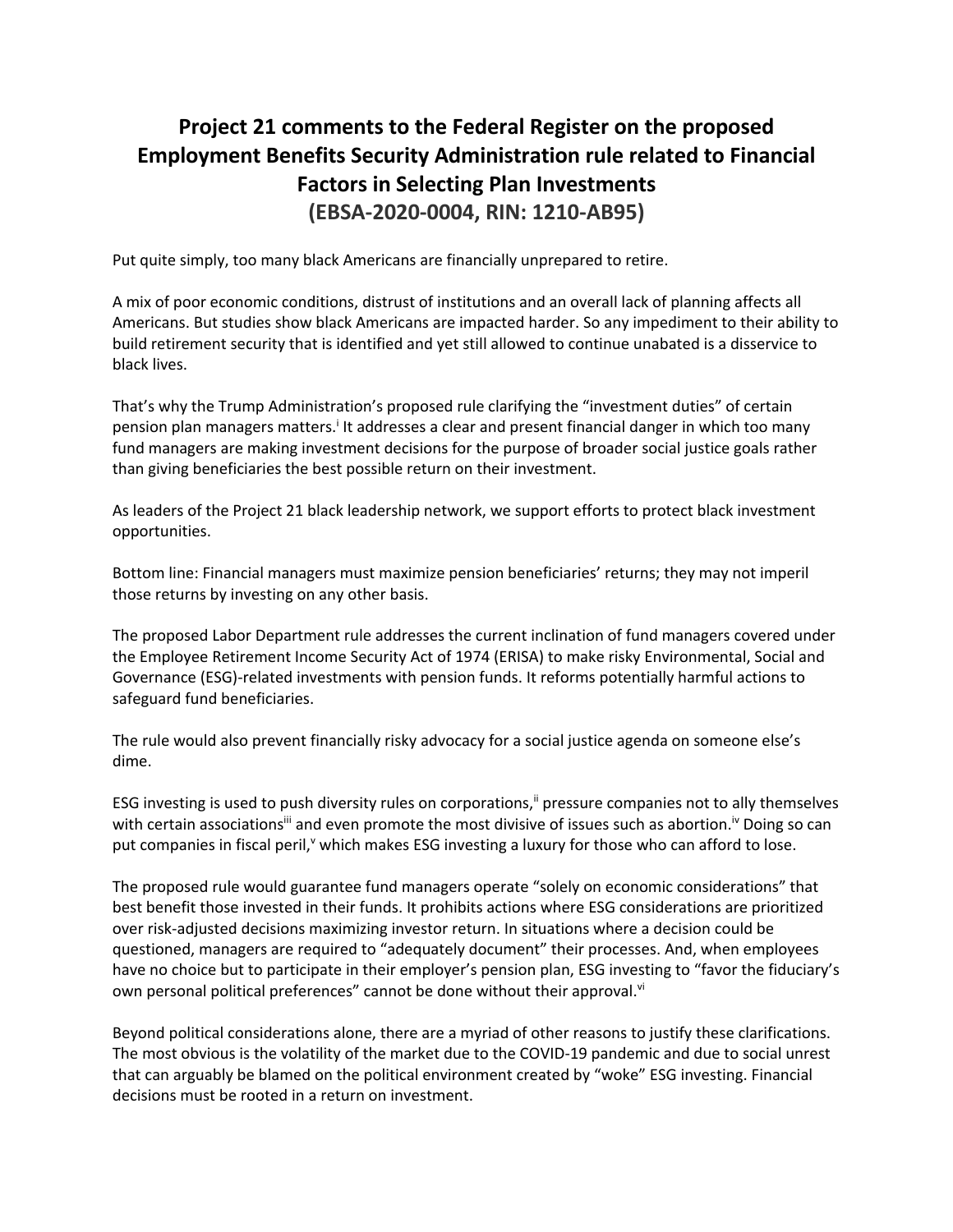# Project 21 comments to the Federal Register on the proposed Employment Benefits Security Administration rule related to Financial Factors in Selecting Plan Investments
## (EBSA-2020-0004, RIN: 1210-AB95)

Put quite simply, too many black Americans are financially unprepared to retire.

A mix of poor economic conditions, distrust of institutions and an overall lack of planning affects all Americans. But studies show black Americans are impacted harder. So any impediment to their ability to build retirement security that is identified and yet still allowed to continue unabated is a disservice to black lives.

That's why the Trump Administration's proposed rule clarifying the "investment duties" of certain pension plan managers matters.[i] It addresses a clear and present financial danger in which too many fund managers are making investment decisions for the purpose of broader social justice goals rather than giving beneficiaries the best possible return on their investment.

As leaders of the Project 21 black leadership network, we support efforts to protect black investment opportunities.

Bottom line: Financial managers must maximize pension beneficiaries' returns; they may not imperil those returns by investing on any other basis.

The proposed Labor Department rule addresses the current inclination of fund managers covered under the Employee Retirement Income Security Act of 1974 (ERISA) to make risky Environmental, Social and Governance (ESG)-related investments with pension funds. It reforms potentially harmful actions to safeguard fund beneficiaries.

The rule would also prevent financially risky advocacy for a social justice agenda on someone else's dime.

ESG investing is used to push diversity rules on corporations,[ii] pressure companies not to ally themselves with certain associations[iii] and even promote the most divisive of issues such as abortion.[iv] Doing so can put companies in fiscal peril,[v] which makes ESG investing a luxury for those who can afford to lose.

The proposed rule would guarantee fund managers operate "solely on economic considerations" that best benefit those invested in their funds. It prohibits actions where ESG considerations are prioritized over risk-adjusted decisions maximizing investor return. In situations where a decision could be questioned, managers are required to "adequately document" their processes. And, when employees have no choice but to participate in their employer's pension plan, ESG investing to "favor the fiduciary's own personal political preferences" cannot be done without their approval.[vi]

Beyond political considerations alone, there are a myriad of other reasons to justify these clarifications. The most obvious is the volatility of the market due to the COVID-19 pandemic and due to social unrest that can arguably be blamed on the political environment created by "woke" ESG investing. Financial decisions must be rooted in a return on investment.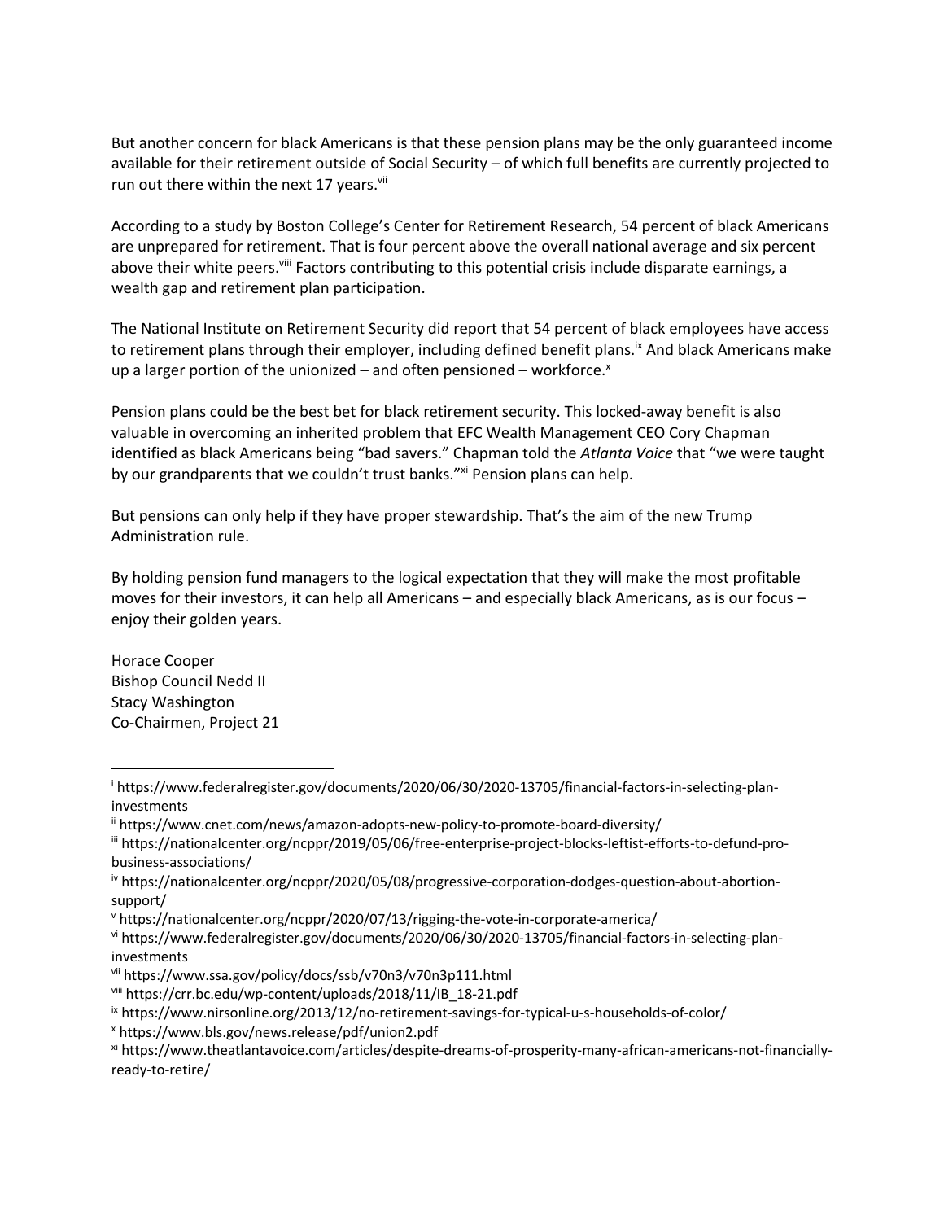But another concern for black Americans is that these pension plans may be the only guaranteed income available for their retirement outside of Social Security – of which full benefits are currently projected to run out there within the next 17 years.[vii]

According to a study by Boston College's Center for Retirement Research, 54 percent of black Americans are unprepared for retirement. That is four percent above the overall national average and six percent above their white peers.[viii] Factors contributing to this potential crisis include disparate earnings, a wealth gap and retirement plan participation.

The National Institute on Retirement Security did report that 54 percent of black employees have access to retirement plans through their employer, including defined benefit plans.[ix] And black Americans make up a larger portion of the unionized – and often pensioned – workforce.[x]

Pension plans could be the best bet for black retirement security. This locked-away benefit is also valuable in overcoming an inherited problem that EFC Wealth Management CEO Cory Chapman identified as black Americans being "bad savers." Chapman told the *Atlanta Voice* that "we were taught by our grandparents that we couldn't trust banks."[xi] Pension plans can help.

But pensions can only help if they have proper stewardship. That's the aim of the new Trump Administration rule.

By holding pension fund managers to the logical expectation that they will make the most profitable moves for their investors, it can help all Americans – and especially black Americans, as is our focus – enjoy their golden years.

Horace Cooper
Bishop Council Nedd II
Stacy Washington
Co-Chairmen, Project 21

---

[i] https://www.federalregister.gov/documents/2020/06/30/2020-13705/financial-factors-in-selecting-plan-investments

[ii] https://www.cnet.com/news/amazon-adopts-new-policy-to-promote-board-diversity/

[iii] https://nationalcenter.org/ncppr/2019/05/06/free-enterprise-project-blocks-leftist-efforts-to-defund-pro-business-associations/

[iv] https://nationalcenter.org/ncppr/2020/05/08/progressive-corporation-dodges-question-about-abortion-support/

[v] https://nationalcenter.org/ncppr/2020/07/13/rigging-the-vote-in-corporate-america/

[vi] https://www.federalregister.gov/documents/2020/06/30/2020-13705/financial-factors-in-selecting-plan-investments

[vii] https://www.ssa.gov/policy/docs/ssb/v70n3/v70n3p111.html

[viii] https://crr.bc.edu/wp-content/uploads/2018/11/IB_18-21.pdf

[ix] https://www.nirsonline.org/2013/12/no-retirement-savings-for-typical-u-s-households-of-color/

[x] https://www.bls.gov/news.release/pdf/union2.pdf

[xi] https://www.theatlantavoice.com/articles/despite-dreams-of-prosperity-many-african-americans-not-financially-ready-to-retire/